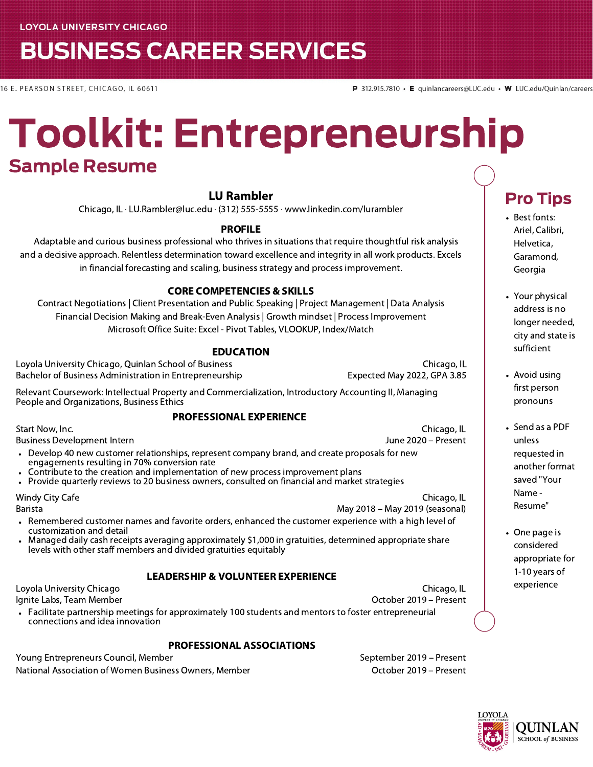LOYOLA UNIVERSITY CHICAGO

# BUSINESS CAREER SERVICES

16 E. PEARSON STREET, CHICAGO, IL 60611

P 312.915.7810 • E quinlancareers@LUC.edu • W LUC.edu/Quinlan/careers

# Toolkit: Entrepreneurship

## Sample Resume

### LU Rambler

Chicago, IL · LU.Rambler@luc.edu · (312) 555-5555 · www.linkedin.com/lurambler

**PROFILE**

Adaptable and curious business professional who thrives in situations that require thoughtful risk analysis and a decisive approach. Relentless determination toward excellence and integrity in all work products. Excels in financial forecasting and scaling, business strategy and process improvement.

**CORE COMPETENCIES & SKILLS**

Contract Negotiations | Client Presentation and Public Speaking | Project Management | Data Analysis
Financial Decision Making and Break-Even Analysis | Growth mindset | Process Improvement
Microsoft Office Suite: Excel - Pivot Tables, VLOOKUP, Index/Match

**EDUCATION**

Loyola University Chicago, Quinlan School of Business — Chicago, IL
Bachelor of Business Administration in Entrepreneurship — Expected May 2022, GPA 3.85

Relevant Coursework: Intellectual Property and Commercialization, Introductory Accounting II, Managing People and Organizations, Business Ethics

**PROFESSIONAL EXPERIENCE**

Start Now, Inc. — Chicago, IL
Business Development Intern — June 2020 – Present

- Develop 40 new customer relationships, represent company brand, and create proposals for new engagements resulting in 70% conversion rate
- Contribute to the creation and implementation of new process improvement plans
- Provide quarterly reviews to 20 business owners, consulted on financial and market strategies

Windy City Cafe — Chicago, IL
Barista — May 2018 – May 2019 (seasonal)

- Remembered customer names and favorite orders, enhanced the customer experience with a high level of customization and detail
- Managed daily cash receipts averaging approximately $1,000 in gratuities, determined appropriate share levels with other staff members and divided gratuities equitably

**LEADERSHIP & VOLUNTEER EXPERIENCE**

Loyola University Chicago — Chicago, IL
Ignite Labs, Team Member — October 2019 – Present

- Facilitate partnership meetings for approximately 100 students and mentors to foster entrepreneurial connections and idea innovation

**PROFESSIONAL ASSOCIATIONS**

Young Entrepreneurs Council, Member — September 2019 – Present
National Association of Women Business Owners, Member — October 2019 – Present

## Pro Tips

- Best fonts: Ariel, Calibri, Helvetica, Garamond, Georgia
- Your physical address is no longer needed, city and state is sufficient
- Avoid using first person pronouns
- Send as a PDF unless requested in another format saved "Your Name - Resume"
- One page is considered appropriate for 1-10 years of experience

LOYOLA UNIVERSITY CHICAGO | QUINLAN SCHOOL of BUSINESS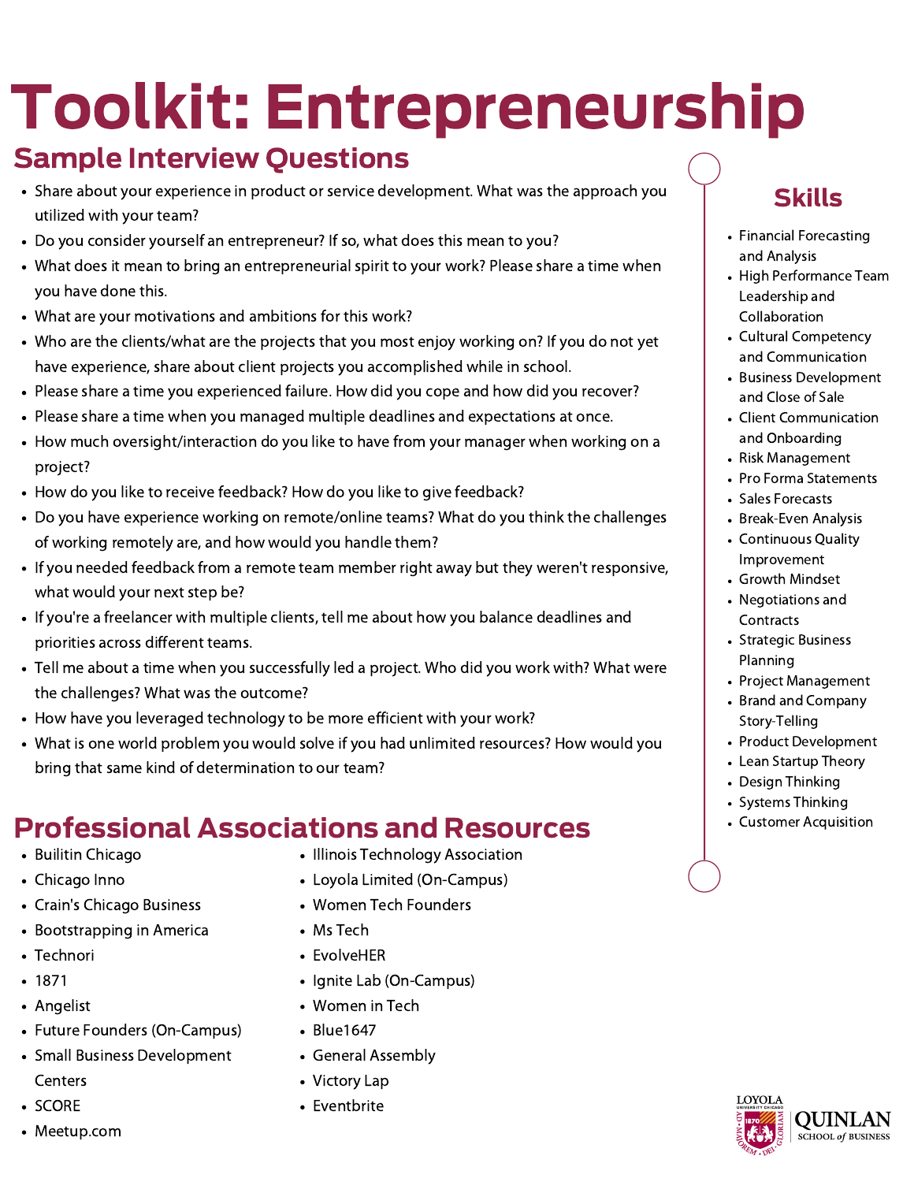# Toolkit: Entrepreneurship

## Sample Interview Questions

- Share about your experience in product or service development. What was the approach you utilized with your team?
- Do you consider yourself an entrepreneur? If so, what does this mean to you?
- What does it mean to bring an entrepreneurial spirit to your work? Please share a time when you have done this.
- What are your motivations and ambitions for this work?
- Who are the clients/what are the projects that you most enjoy working on? If you do not yet have experience, share about client projects you accomplished while in school.
- Please share a time you experienced failure. How did you cope and how did you recover?
- Please share a time when you managed multiple deadlines and expectations at once.
- How much oversight/interaction do you like to have from your manager when working on a project?
- How do you like to receive feedback? How do you like to give feedback?
- Do you have experience working on remote/online teams? What do you think the challenges of working remotely are, and how would you handle them?
- If you needed feedback from a remote team member right away but they weren't responsive, what would your next step be?
- If you're a freelancer with multiple clients, tell me about how you balance deadlines and priorities across different teams.
- Tell me about a time when you successfully led a project. Who did you work with? What were the challenges? What was the outcome?
- How have you leveraged technology to be more efficient with your work?
- What is one world problem you would solve if you had unlimited resources? How would you bring that same kind of determination to our team?

## Skills

- Financial Forecasting and Analysis
- High Performance Team Leadership and Collaboration
- Cultural Competency and Communication
- Business Development and Close of Sale
- Client Communication and Onboarding
- Risk Management
- Pro Forma Statements
- Sales Forecasts
- Break-Even Analysis
- Continuous Quality Improvement
- Growth Mindset
- Negotiations and Contracts
- Strategic Business Planning
- Project Management
- Brand and Company Story-Telling
- Product Development
- Lean Startup Theory
- Design Thinking
- Systems Thinking
- Customer Acquisition

## Professional Associations and Resources

- Builitin Chicago
- Chicago Inno
- Crain's Chicago Business
- Bootstrapping in America
- Technori
- 1871
- Angelist
- Future Founders (On-Campus)
- Small Business Development Centers
- SCORE
- Meetup.com
- Illinois Technology Association
- Loyola Limited (On-Campus)
- Women Tech Founders
- Ms Tech
- EvolveHER
- Ignite Lab (On-Campus)
- Women in Tech
- Blue1647
- General Assembly
- Victory Lap
- Eventbrite